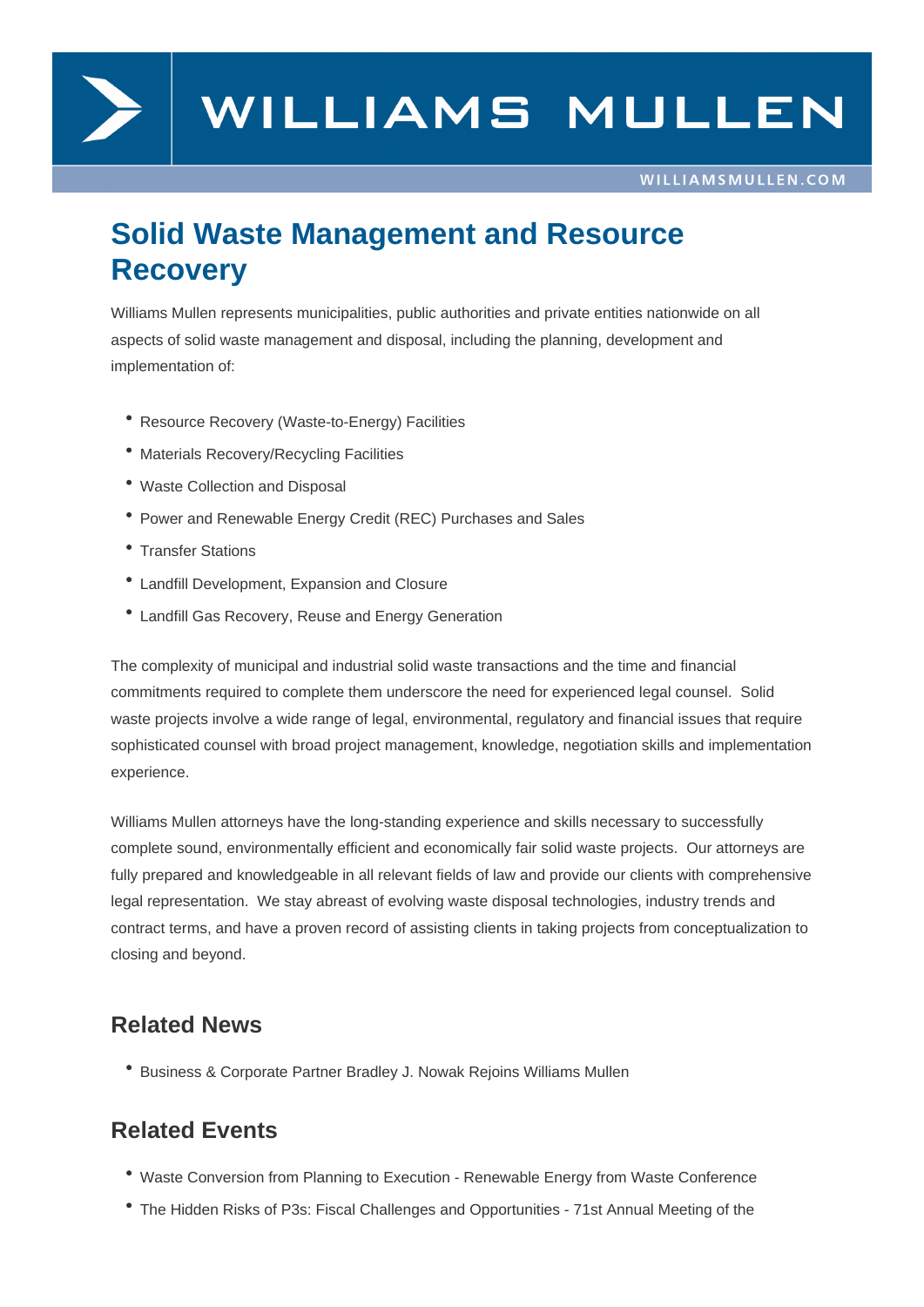# Solid Waste Management and Resource Recovery

Williams Mullen represents municipalities, public authorities and private entities nationwide on all aspects of solid waste management and disposal, including the planning, development and implementation of:

- Resource Recovery (Waste-to-Energy) Facilities
- Materials Recovery/Recycling Facilities
- Waste Collection and Disposal
- Power and Renewable Energy Credit (REC) Purchases and Sales
- Transfer Stations
- Landfill Development, Expansion and Closure
- Landfill Gas Recovery, Reuse and Energy Generation

The complexity of municipal and industrial solid waste transactions and the time and financial commitments required to complete them underscore the need for experienced legal counsel. Solid waste projects involve a wide range of legal, environmental, regulatory and financial issues that require sophisticated counsel with broad project management, knowledge, negotiation skills and implementation experience.

Williams Mullen attorneys have the long-standing experience and skills necessary to successfully complete sound, environmentally efficient and economically fair solid waste projects. Our attorneys are fully prepared and knowledgeable in all relevant fields of law and provide our clients with comprehensive legal representation. We stay abreast of evolving waste disposal technologies, industry trends and contract terms, and have a proven record of assisting clients in taking projects from conceptualization to closing and beyond.

## Related News

- Business & Corporate Partner Bradley J. Nowak Rejoins Williams Mullen

## Related Events

- Waste Conversion from Planning to Execution - Renewable Energy from Waste Conference
- The Hidden Risks of P3s: Fiscal Challenges and Opportunities - 71st Annual Meeting of the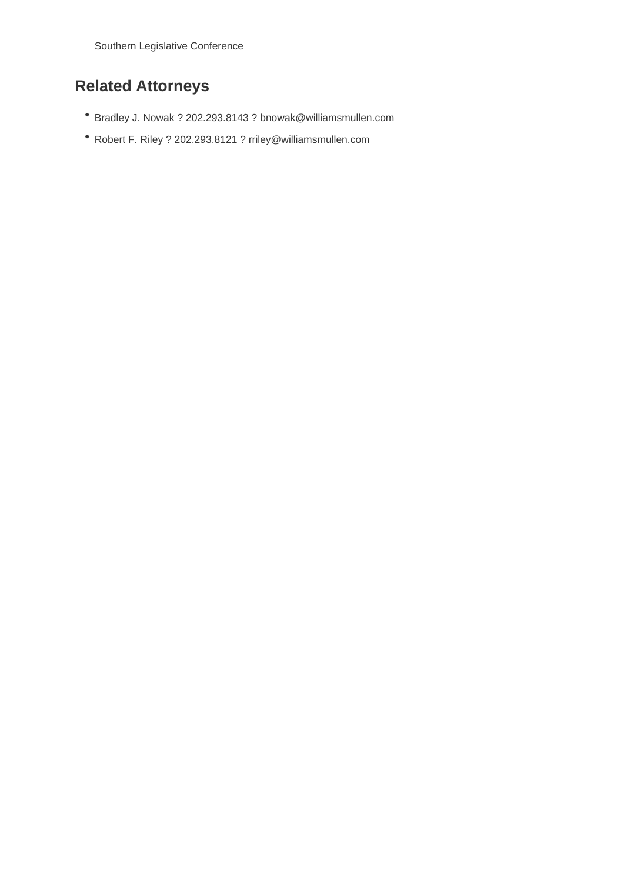Southern Legislative Conference

## Related Attorneys

- Bradley J. Nowak ? 202.293.8143 ? bnowak@williamsmullen.com
- Robert F. Riley ? 202.293.8121 ? rriley@williamsmullen.com